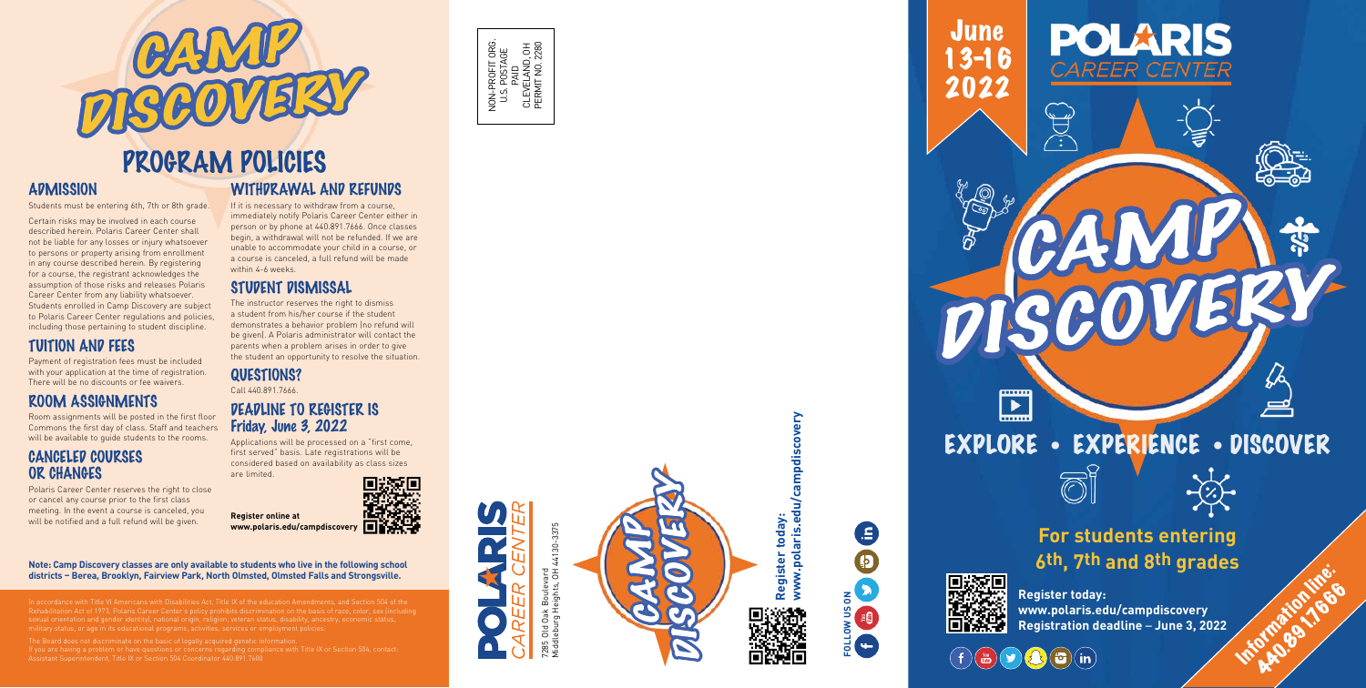# CAMP DISCOVERY

## PROGRAM POLICIES

### ADMISSION

Students must be entering 6th, 7th or 8th grade.

Certain risks may be involved in each course described herein. Polaris Career Center shall not be liable for any losses or injury whatsoever to persons or property arising from enrollment in any course described herein. By registering for a course, the registrant acknowledges the assumption of those risks and releases Polaris Career Center from any liability whatsoever. Students enrolled in Camp Discovery are subject to Polaris Career Center regulations and policies, including those pertaining to student discipline.

### TUITION AND FEES

Payment of registration fees must be included with your application at the time of registration. There will be no discounts or fee waivers.

### ROOM ASSIGNMENTS

Room assignments will be posted in the first floor Commons the first day of class. Staff and teachers will be available to guide students to the rooms.

### CANCELED COURSES OR CHANGES

Polaris Career Center reserves the right to close or cancel any course prior to the first class meeting. In the event a course is canceled, you will be notified and a full refund will be given.

### WITHDRAWAL AND REFUNDS

If it is necessary to withdraw from a course, immediately notify Polaris Career Center either in person or by phone at 440.891.7666. Once classes begin, a withdrawal will not be refunded. If we are unable to accommodate your child in a course, or a course is canceled, a full refund will be made within 4-6 weeks.

### STUDENT DISMISSAL

The instructor reserves the right to dismiss a student from his/her course if the student demonstrates a behavior problem (no refund will be given). A Polaris administrator will contact the parents when a problem arises in order to give the student an opportunity to resolve the situation.

### QUESTIONS?

Call 440.891.7666.

### DEADLINE TO REGISTER IS Friday, June 3, 2022

Applications will be processed on a "first come, first served" basis. Late registrations will be considered based on availability as class sizes are limited.

**Register online at www.polaris.edu/campdiscovery**

**Note: Camp Discovery classes are only available to students who live in the following school districts – Berea, Brooklyn, Fairview Park, North Olmsted, Olmsted Falls and Strongsville.**

In accordance with Title VI Americans with Disabilities Act, Title IX of the education Amendments, and Section 504 of the Rehabilitation Act of 1973, Polaris Career Center's policy prohibits discrimination on the basis of race, color, sex (including sexual orientation and gender identity), national origin, religion, veteran status, disability, ancestry, economic status, military status, or age in its educational programs, activities, services or employment policies.

The Board does not discriminate on the basis of legally acquired genetic information.
If you are having a problem or have concerns regarding compliance with Title IX or Section 504, contact: Assistant Superintendent, Title IX or Section 504 Coordinator 440.891.7600

NON-PROFIT ORG.
U.S. POSTAGE
PAID
CLEVELAND, OH
PERMIT NO. 2280

POLARIS CAREER CENTER
7285 Old Oak Boulevard
Middleburg Heights, OH 44130-3375

CAMP DISCOVERY

**Register today: www.polaris.edu/campdiscovery**

FOLLOW US ON

June 13-16 2022

POLARIS CAREER CENTER

# CAMP DISCOVERY

## EXPLORE • EXPERIENCE • DISCOVER

## For students entering 6th, 7th and 8th grades

**Register today:**
**www.polaris.edu/campdiscovery**
**Registration deadline – June 3, 2022**

**Information line: 440.891.7666**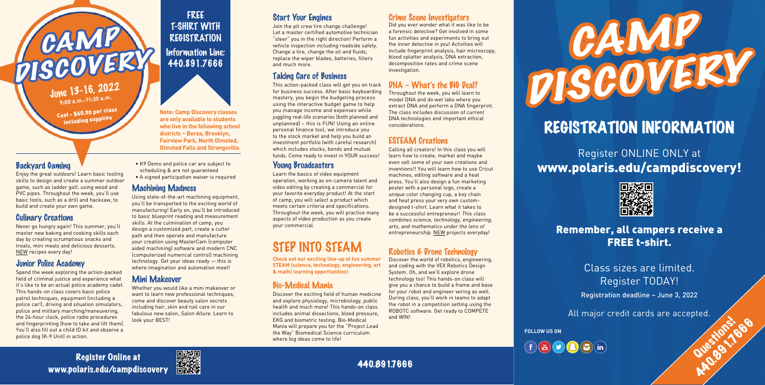# CAMP DISCOVERY

**June 13-16, 2022**
**9:00 a.m.-11:30 a.m.**

**Cost - $60.00 per class including supplies**

**FREE T-SHIRT WITH REGISTRATION**

**Information Line: 440.891.7666**

**Note: Camp Discovery classes are only available to students who live in the following school districts – Berea, Brooklyn, Fairview Park, North Olmsted, Olmsted Falls and Strongsville.**

## Backyard Gaming

Enjoy the great outdoors! Learn basic tooling skills to design and create a summer outdoor game, such as ladder golf, using wood and PVC pipes. Throughout the week, you'll use basic tools, such as a drill and hacksaw, to build and create your own game.

## Culinary Creations

Never go hungry again! This summer, you'll master new baking and cooking skills each day by creating scrumptious snacks and treats, mini meals and delicious desserts. NEW recipes every day!

## Junior Police Academy

Spend the week exploring the action-packed field of criminal justice and experience what it's like to be an actual police academy cadet. This hands-on class covers basic police patrol techniques, equipment (including a police car!), driving and situation simulators, police and military marching/maneuvering, the 24-hour clock, police radio procedures and fingerprinting (how to take and lift them). You'll also fill out a child ID kit and observe a police dog (K-9 Unit) in action.

- K9 Demo and police car are subject to scheduling & are not guaranteed
- A signed participation waiver is required

## Machining Madness

Using state-of-the-art machining equipment, you'll be transported to the exciting world of manufacturing! Early on, you'll be introduced to basic blueprint reading and measurement skills. At the culmination of camp, you design a customized part, create a cutter path and then operate and manufacture your creation using MasterCam (computer aided machining) software and modern CNC (computerized numerical control) machining technology. Get your ideas ready — this is where imagination and automation meet!

## Mini Makeover

Whether you would like a mini makeover or want to learn new professional techniques, come and discover beauty salon secrets including hair, skin and nail care in our fabulous new salon, *Salon Allure*. Learn to look your BEST!

## Start Your Engines

Join the pit crew tire change challenge! Let a master certified automotive technician "steer" you in the right direction! Perform a vehicle inspection including roadside safety. Change a tire, change the oil and fluids, replace the wiper blades, batteries, filters and much more.

## Taking Care of Business

This action-packed class will get you on track for business success. After basic keyboarding mastery, you begin the budgeting process using the interactive budget game to help you manage income and expenses while juggling real-life scenarios (both planned and unplanned) – this is FUN! Using an online personal finance tool, we introduce you to the stock market and help you build an investment portfolio (with careful research) which includes stocks, bonds and mutual funds. Come ready to invest in YOUR success!

## Young Broadcasters

Learn the basics of video equipment operation, working as on-camera talent and video editing by creating a commercial for your favorite everyday product! At the start of camp, you will select a product which meets certain criteria and specifications. Throughout the week, you will practice many aspects of video production as you create your commercial.

# STEP INTO STEAM

**Check out our exciting line-up of fun summer STEAM (science, technology, engineering, art & math) learning opportunities!**

## Bio-Medical Mania

Discover the exciting field of human medicine and explore physiology, microbiology, public health and much more! This hands-on class includes animal dissections, blood pressure, EKG and biometric testing. Bio-Medical Mania will prepare you for the "Project Lead the Way" Biomedical Science curriculum where big ideas come to life!

## Crime Scene Investigators

Did you ever wonder what it was like to be a forensic detective? Get involved in some fun activities and experiments to bring out the inner detective in you! Activities will include fingerprint analysis, hair microscopy, blood splatter analysis, DNA extraction, decomposition rates and crime scene investigation.

## DNA – What's the BIG Deal?

Throughout the week, you will learn to model DNA and do wet labs where you extract DNA and perform a DNA fingerprint. The class includes discussion of current DNA technologies and important ethical considerations.

## ESTEAM Creations

Calling all creators! In this class you will learn how to create, market and maybe even sell some of your own creations and inventions!! You will learn how to use Cricut machines, editing software and a heat press. You'll also design a fun marketing poster with a personal logo, create a unique color changing cup, a key chain and heat press your very own custom-designed t-shirt. Learn what it takes to be a successful entrepreneur! *This class combines science, technology, engineering, arts, and mathematics under the lens of entrepreneurship.* NEW projects everyday!

## Robotics & Drone Technology

Discover the world of robotics, engineering, and coding with the VEX Robotics Design System. Oh, and we'll explore drone technology too! This hands-on class will give you a chance to build a frame and base for your robot and engineer wiring as well. During class, you'll work in teams to adapt the robot in a competition setting using the ROBOTC software. Get ready to COMPETE and WIN!

# CAMP DISCOVERY

# REGISTRATION INFORMATION

Register ONLINE ONLY at
**www.polaris.edu/campdiscovery!**

**Remember, all campers receive a FREE t-shirt.**

Class sizes are limited.
Register TODAY!

Registration deadline – June 3, 2022

All major credit cards are accepted.

**FOLLOW US ON**

Questions! 440.891.7666

**Register Online at www.polaris.edu/campdiscovery**

440.891.7666